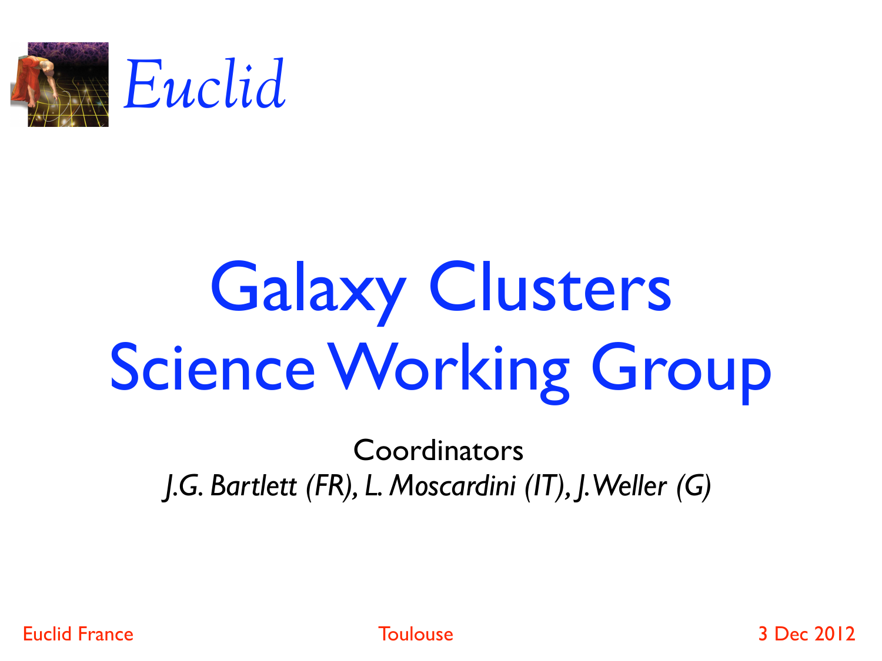*Euclid*

# Galaxy Clusters Science Working Group

Coordinators

*J.G. Bartlett (FR), L. Moscardini (IT), J. Weller (G)*

Euclid France — Toulouse — 3 Dec 2012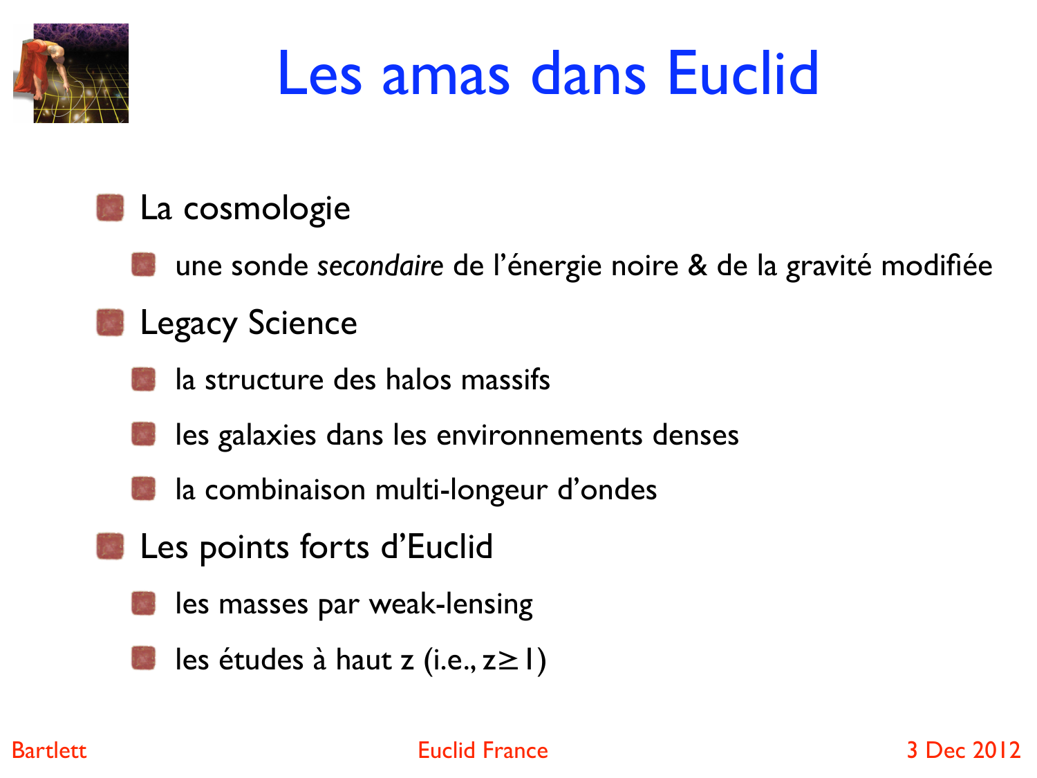# Les amas dans Euclid

- La cosmologie
  - une sonde *secondaire* de l'énergie noire & de la gravité modifiée
- Legacy Science
  - la structure des halos massifs
  - les galaxies dans les environnements denses
  - la combinaison multi-longeur d'ondes
- Les points forts d'Euclid
  - les masses par weak-lensing
  - les études à haut z (i.e., $z \geq 1$)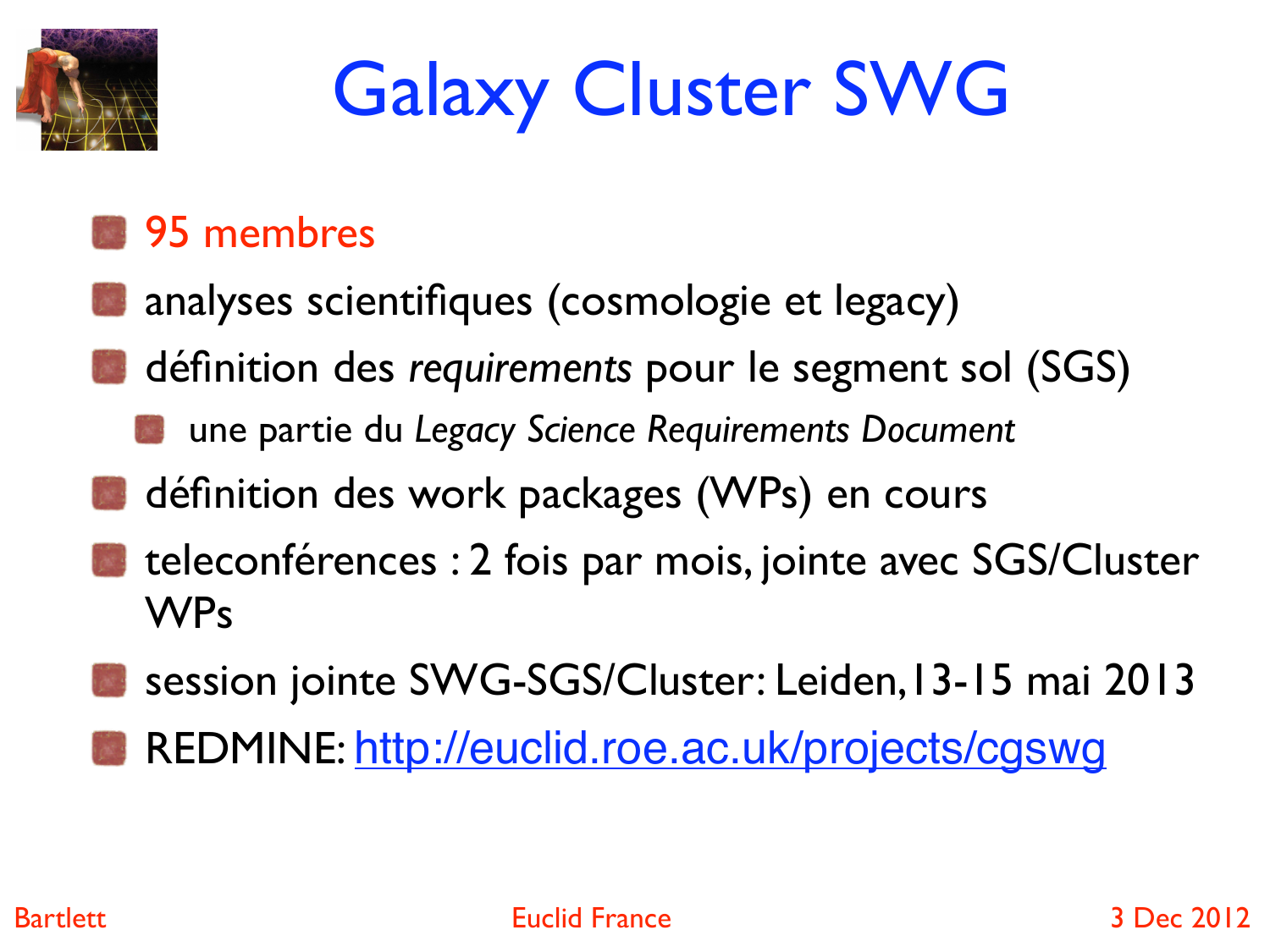# Galaxy Cluster SWG

- 95 membres
- analyses scientifiques (cosmologie et legacy)
- définition des *requirements* pour le segment sol (SGS)
  - une partie du *Legacy Science Requirements Document*
- définition des work packages (WPs) en cours
- teleconférences : 2 fois par mois, jointe avec SGS/Cluster WPs
- session jointe SWG-SGS/Cluster: Leiden, 13-15 mai 2013
- REDMINE: [http://euclid.roe.ac.uk/projects/cgswg](http://euclid.roe.ac.uk/projects/cgswg)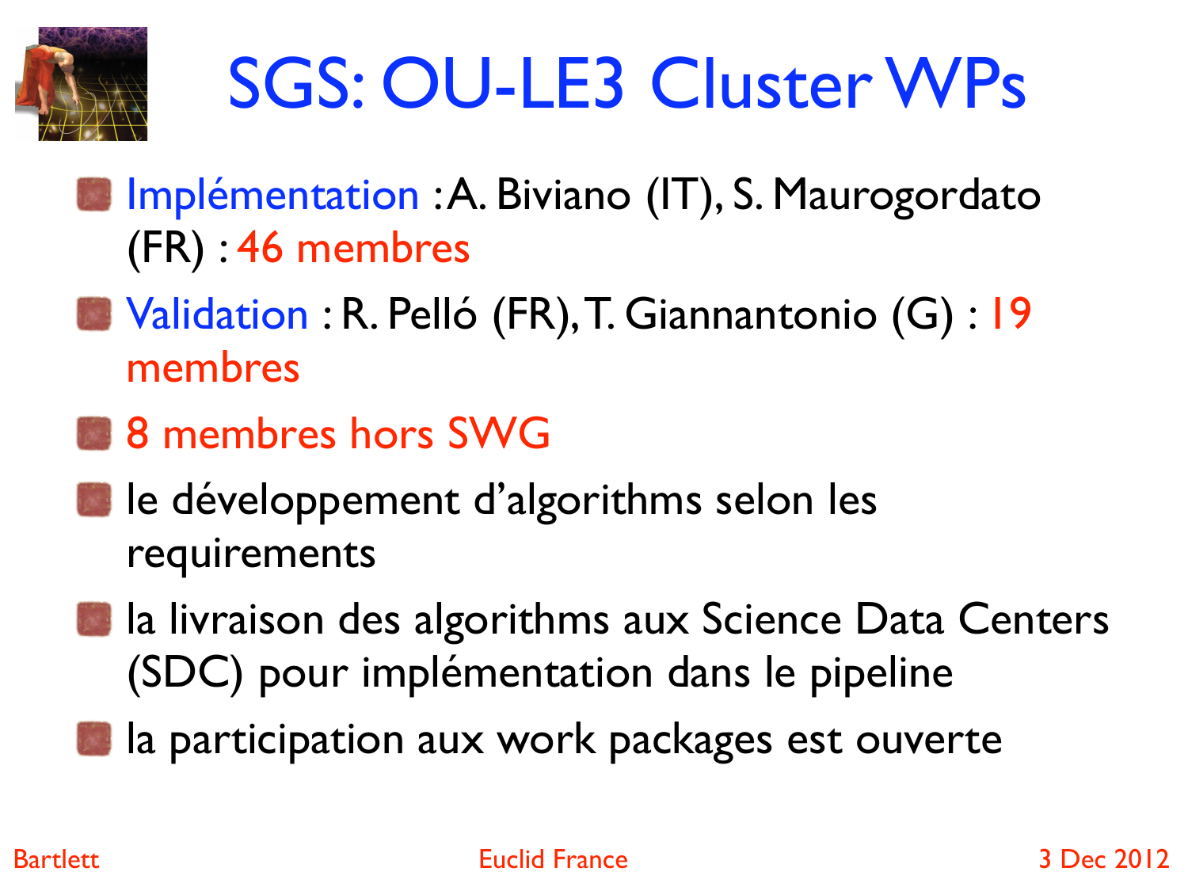# SGS: OU-LE3 Cluster WPs

- Implémentation : A. Biviano (IT), S. Maurogordato (FR) : 46 membres
- Validation : R. Pelló (FR), T. Giannantonio (G) : 19 membres
- 8 membres hors SWG
- le développement d'algorithms selon les requirements
- la livraison des algorithms aux Science Data Centers (SDC) pour implémentation dans le pipeline
- la participation aux work packages est ouverte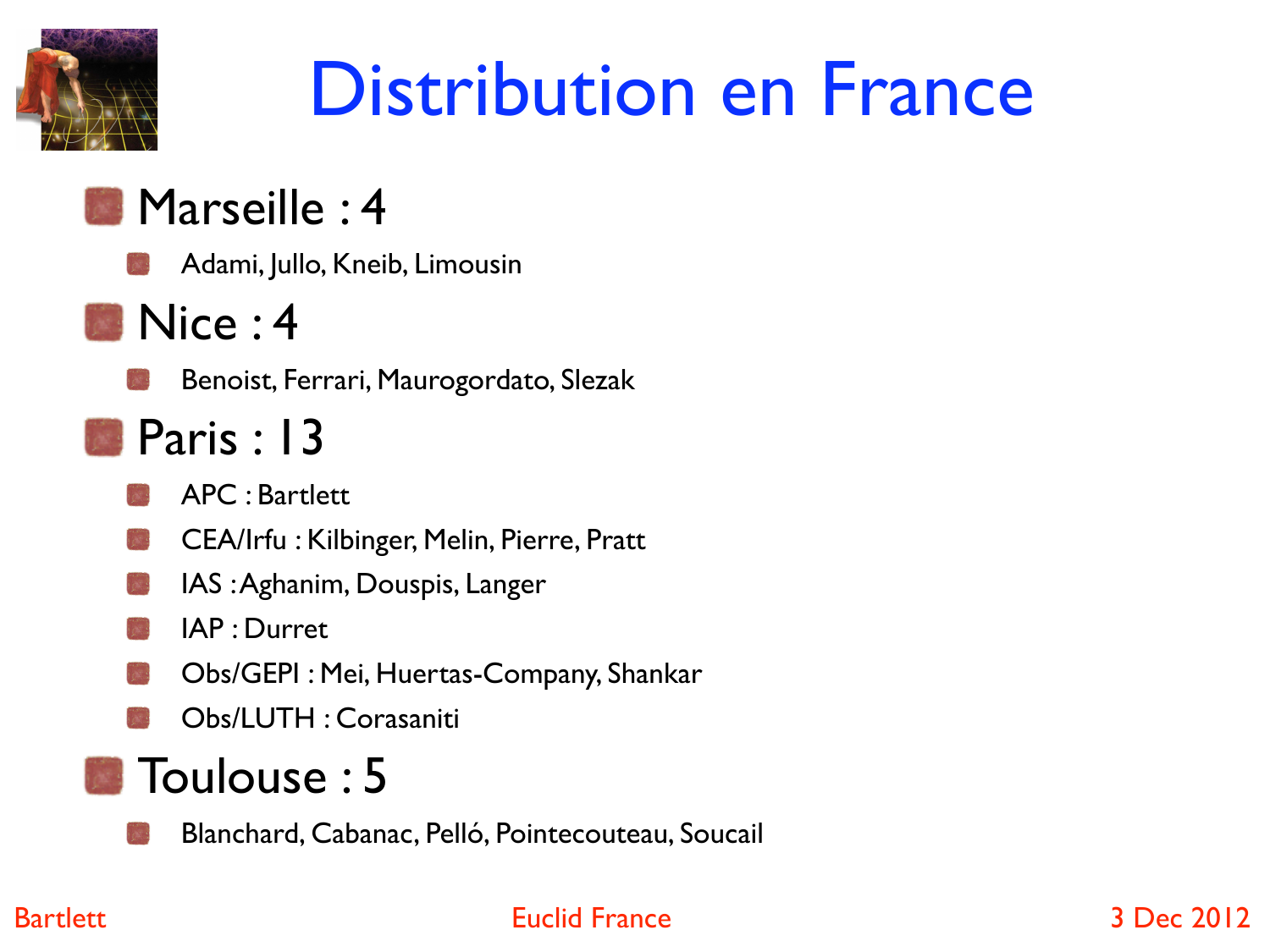# Distribution en France

- Marseille : 4
  - Adami, Jullo, Kneib, Limousin
- Nice : 4
  - Benoist, Ferrari, Maurogordato, Slezak
- Paris : 13
  - APC : Bartlett
  - CEA/Irfu : Kilbinger, Melin, Pierre, Pratt
  - IAS : Aghanim, Douspis, Langer
  - IAP : Durret
  - Obs/GEPI : Mei, Huertas-Company, Shankar
  - Obs/LUTH : Corasaniti
- Toulouse : 5
  - Blanchard, Cabanac, Pelló, Pointecouteau, Soucail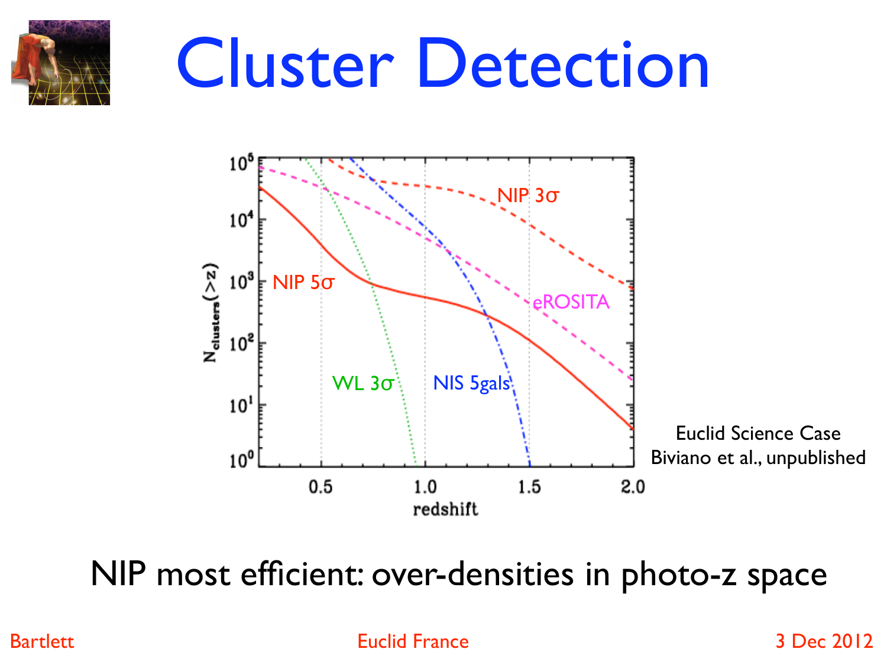# Cluster Detection

Euclid Science Case
Biviano et al., unpublished

NIP most efficient: over-densities in photo-z space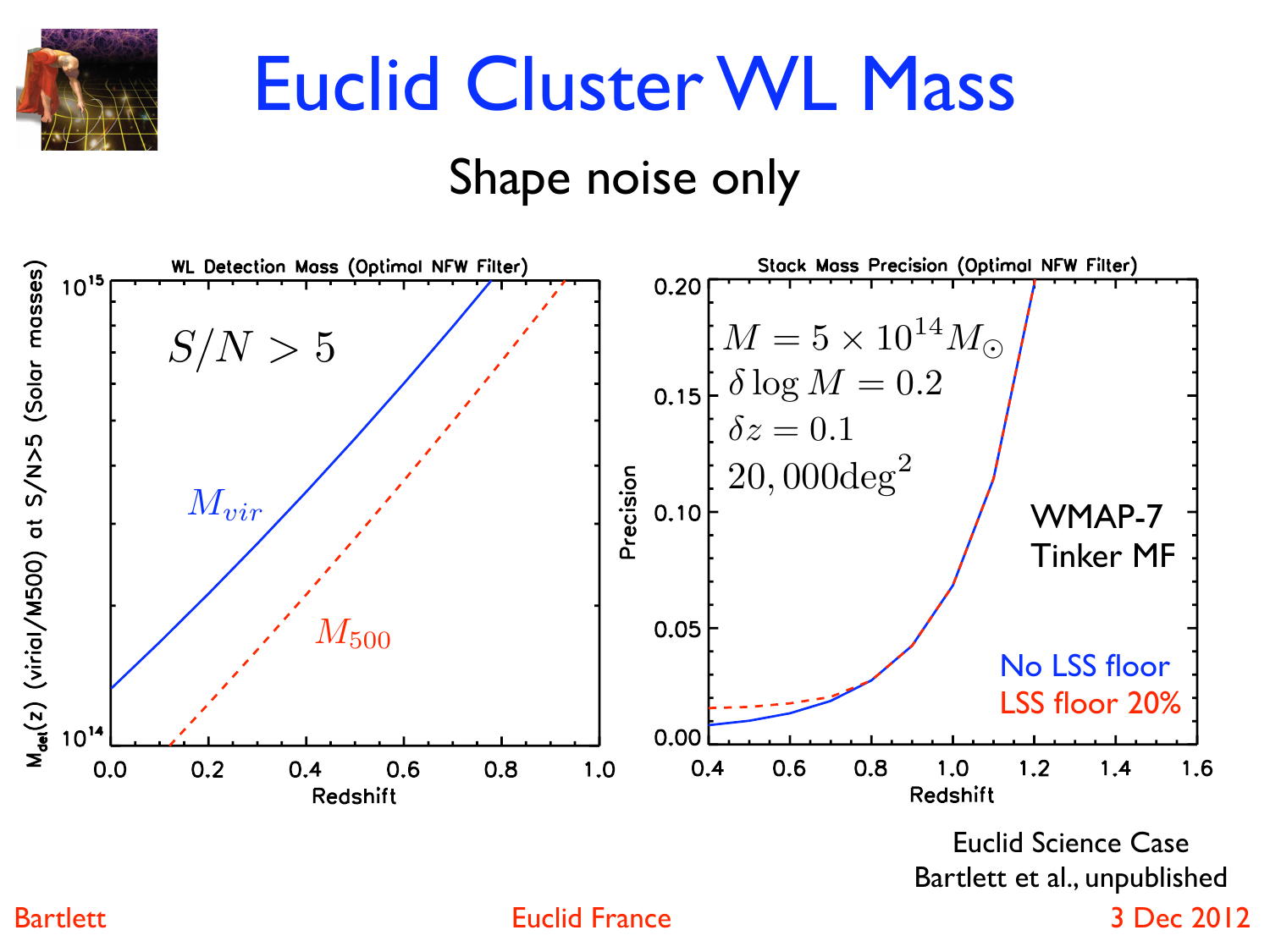# Euclid Cluster WL Mass

## Shape noise only

**WL Detection Mass (Optimal NFW Filter)**

$S/N > 5$

$M_{vir}$

$M_{500}$

$M_{del}(z)$ (virial/M500) at S/N>5 (Solar masses)

Redshift

**Stack Mass Precision (Optimal NFW Filter)**

$M = 5 \times 10^{14} M_\odot$

$\delta \log M = 0.2$

$\delta z = 0.1$

$20,000 \mathrm{deg}^2$

WMAP-7

Tinker MF

No LSS floor

LSS floor 20%

Precision

Redshift

Euclid Science Case

Bartlett et al., unpublished

Bartlett — Euclid France — 3 Dec 2012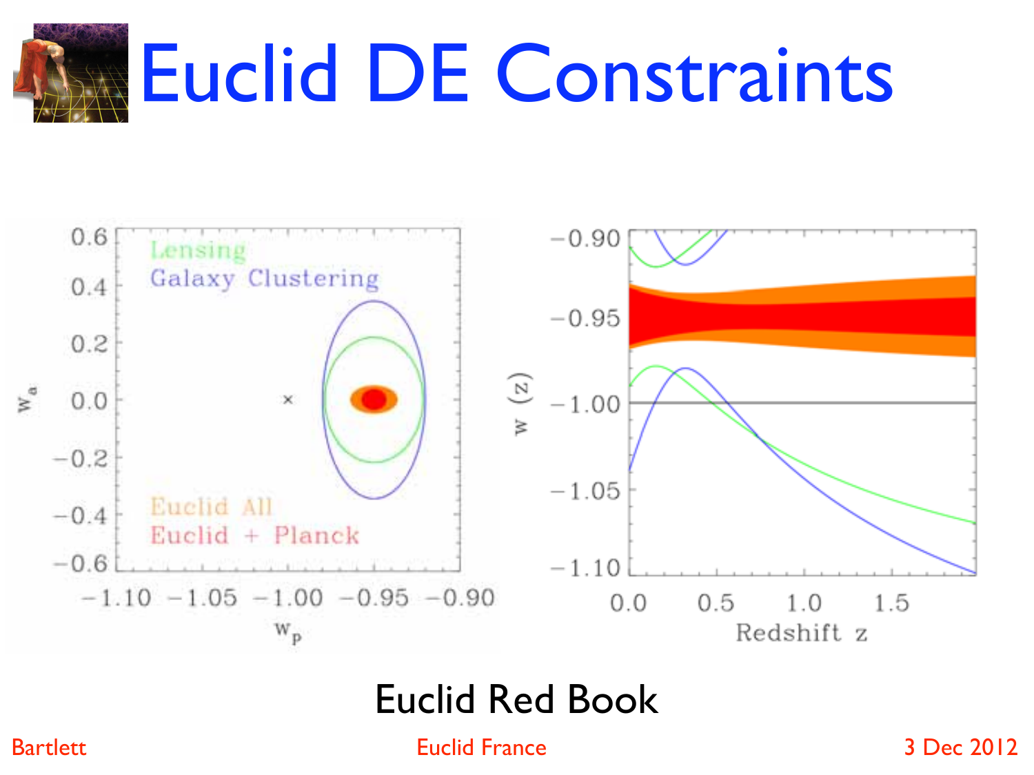# Euclid DE Constraints

Euclid Red Book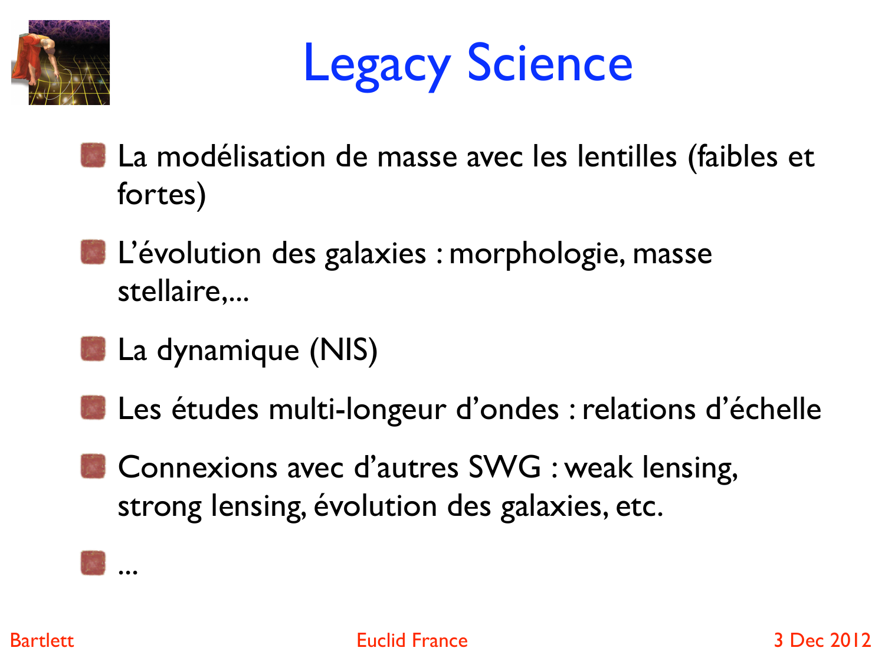# Legacy Science

- La modélisation de masse avec les lentilles (faibles et fortes)
- L’évolution des galaxies : morphologie, masse stellaire,...
- La dynamique (NIS)
- Les études multi-longeur d’ondes : relations d’échelle
- Connexions avec d’autres SWG : weak lensing, strong lensing, évolution des galaxies, etc.
- ...